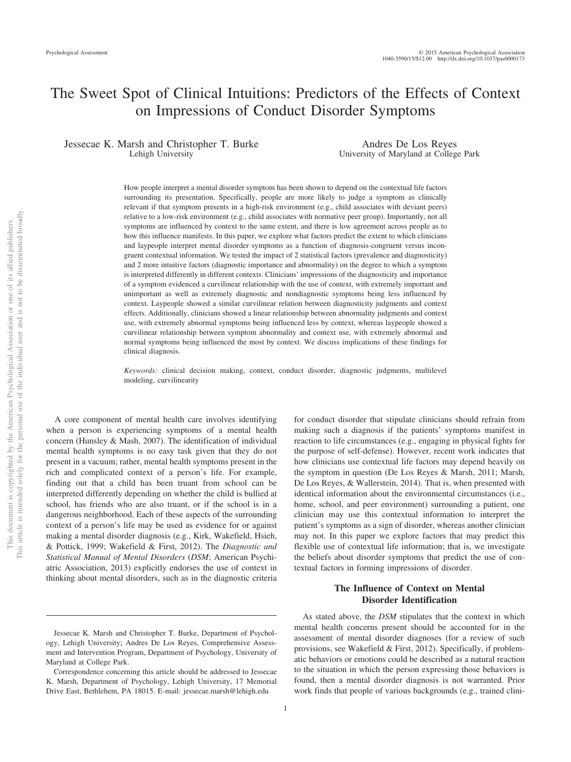# The Sweet Spot of Clinical Intuitions: Predictors of the Effects of Context on Impressions of Conduct Disorder Symptoms

Jessecae K. Marsh and Christopher T. Burke
Lehigh University

Andres De Los Reyes
University of Maryland at College Park

How people interpret a mental disorder symptom has been shown to depend on the contextual life factors surrounding its presentation. Specifically, people are more likely to judge a symptom as clinically relevant if that symptom presents in a high-risk environment (e.g., child associates with deviant peers) relative to a low-risk environment (e.g., child associates with normative peer group). Importantly, not all symptoms are influenced by context to the same extent, and there is low agreement across people as to how this influence manifests. In this paper, we explore what factors predict the extent to which clinicians and laypeople interpret mental disorder symptoms as a function of diagnosis-congruent versus incongruent contextual information. We tested the impact of 2 statistical factors (prevalence and diagnosticity) and 2 more intuitive factors (diagnostic importance and abnormality) on the degree to which a symptom is interpreted differently in different contexts. Clinicians' impressions of the diagnosticity and importance of a symptom evidenced a curvilinear relationship with the use of context, with extremely important and unimportant as well as extremely diagnostic and nondiagnostic symptoms being less influenced by context. Laypeople showed a similar curvilinear relation between diagnosticity judgments and context effects. Additionally, clinicians showed a linear relationship between abnormality judgments and context use, with extremely abnormal symptoms being influenced less by context, whereas laypeople showed a curvilinear relationship between symptom abnormality and context use, with extremely abnormal and normal symptoms being influenced the most by context. We discuss implications of these findings for clinical diagnosis.

*Keywords:* clinical decision making, context, conduct disorder, diagnostic judgments, multilevel modeling, curvilinearity

A core component of mental health care involves identifying when a person is experiencing symptoms of a mental health concern (Hunsley & Mash, 2007). The identification of individual mental health symptoms is no easy task given that they do not present in a vacuum; rather, mental health symptoms present in the rich and complicated context of a person's life. For example, finding out that a child has been truant from school can be interpreted differently depending on whether the child is bullied at school, has friends who are also truant, or if the school is in a dangerous neighborhood. Each of these aspects of the surrounding context of a person's life may be used as evidence for or against making a mental disorder diagnosis (e.g., Kirk, Wakefield, Hsieh, & Pottick, 1999; Wakefield & First, 2012). The *Diagnostic and Statistical Manual of Mental Disorders* (*DSM*; American Psychiatric Association, 2013) explicitly endorses the use of context in thinking about mental disorders, such as in the diagnostic criteria for conduct disorder that stipulate clinicians should refrain from making such a diagnosis if the patients' symptoms manifest in reaction to life circumstances (e.g., engaging in physical fights for the purpose of self-defense). However, recent work indicates that how clinicians use contextual life factors may depend heavily on the symptom in question (De Los Reyes & Marsh, 2011; Marsh, De Los Reyes, & Wallerstein, 2014). That is, when presented with identical information about the environmental circumstances (i.e., home, school, and peer environment) surrounding a patient, one clinician may use this contextual information to interpret the patient's symptoms as a sign of disorder, whereas another clinician may not. In this paper we explore factors that may predict this flexible use of contextual life information; that is, we investigate the beliefs about disorder symptoms that predict the use of contextual factors in forming impressions of disorder.

## The Influence of Context on Mental Disorder Identification

As stated above, the *DSM* stipulates that the context in which mental health concerns present should be accounted for in the assessment of mental disorder diagnoses (for a review of such provisions, see Wakefield & First, 2012). Specifically, if problematic behaviors or emotions could be described as a natural reaction to the situation in which the person expressing those behaviors is found, then a mental disorder diagnosis is not warranted. Prior work finds that people of various backgrounds (e.g., trained clini-

---

Jessecae K. Marsh and Christopher T. Burke, Department of Psychology, Lehigh University; Andres De Los Reyes, Comprehensive Assessment and Intervention Program, Department of Psychology, University of Maryland at College Park.

Correspondence concerning this article should be addressed to Jessecae K. Marsh, Department of Psychology, Lehigh University, 17 Memorial Drive East, Bethlehem, PA 18015. E-mail: jessecae.marsh@lehigh.edu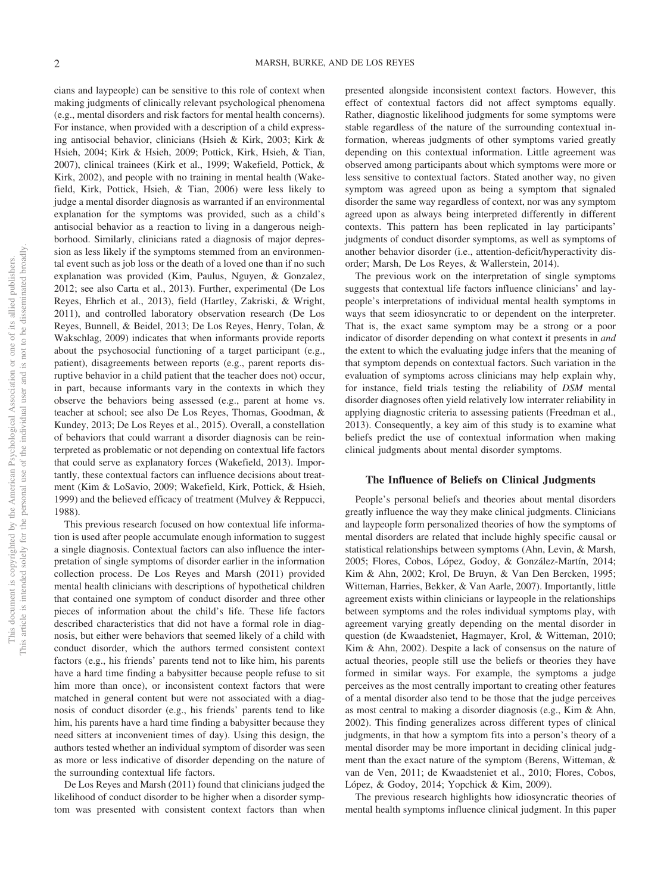cians and laypeople) can be sensitive to this role of context when making judgments of clinically relevant psychological phenomena (e.g., mental disorders and risk factors for mental health concerns). For instance, when provided with a description of a child expressing antisocial behavior, clinicians (Hsieh & Kirk, 2003; Kirk & Hsieh, 2004; Kirk & Hsieh, 2009; Pottick, Kirk, Hsieh, & Tian, 2007), clinical trainees (Kirk et al., 1999; Wakefield, Pottick, & Kirk, 2002), and people with no training in mental health (Wakefield, Kirk, Pottick, Hsieh, & Tian, 2006) were less likely to judge a mental disorder diagnosis as warranted if an environmental explanation for the symptoms was provided, such as a child's antisocial behavior as a reaction to living in a dangerous neighborhood. Similarly, clinicians rated a diagnosis of major depression as less likely if the symptoms stemmed from an environmental event such as job loss or the death of a loved one than if no such explanation was provided (Kim, Paulus, Nguyen, & Gonzalez, 2012; see also Carta et al., 2013). Further, experimental (De Los Reyes, Ehrlich et al., 2013), field (Hartley, Zakriski, & Wright, 2011), and controlled laboratory observation research (De Los Reyes, Bunnell, & Beidel, 2013; De Los Reyes, Henry, Tolan, & Wakschlag, 2009) indicates that when informants provide reports about the psychosocial functioning of a target participant (e.g., patient), disagreements between reports (e.g., parent reports disruptive behavior in a child patient that the teacher does not) occur, in part, because informants vary in the contexts in which they observe the behaviors being assessed (e.g., parent at home vs. teacher at school; see also De Los Reyes, Thomas, Goodman, & Kundey, 2013; De Los Reyes et al., 2015). Overall, a constellation of behaviors that could warrant a disorder diagnosis can be reinterpreted as problematic or not depending on contextual life factors that could serve as explanatory forces (Wakefield, 2013). Importantly, these contextual factors can influence decisions about treatment (Kim & LoSavio, 2009; Wakefield, Kirk, Pottick, & Hsieh, 1999) and the believed efficacy of treatment (Mulvey & Reppucci, 1988).

This previous research focused on how contextual life information is used after people accumulate enough information to suggest a single diagnosis. Contextual factors can also influence the interpretation of single symptoms of disorder earlier in the information collection process. De Los Reyes and Marsh (2011) provided mental health clinicians with descriptions of hypothetical children that contained one symptom of conduct disorder and three other pieces of information about the child's life. These life factors described characteristics that did not have a formal role in diagnosis, but either were behaviors that seemed likely of a child with conduct disorder, which the authors termed consistent context factors (e.g., his friends' parents tend not to like him, his parents have a hard time finding a babysitter because people refuse to sit him more than once), or inconsistent context factors that were matched in general content but were not associated with a diagnosis of conduct disorder (e.g., his friends' parents tend to like him, his parents have a hard time finding a babysitter because they need sitters at inconvenient times of day). Using this design, the authors tested whether an individual symptom of disorder was seen as more or less indicative of disorder depending on the nature of the surrounding contextual life factors.

De Los Reyes and Marsh (2011) found that clinicians judged the likelihood of conduct disorder to be higher when a disorder symptom was presented with consistent context factors than when presented alongside inconsistent context factors. However, this effect of contextual factors did not affect symptoms equally. Rather, diagnostic likelihood judgments for some symptoms were stable regardless of the nature of the surrounding contextual information, whereas judgments of other symptoms varied greatly depending on this contextual information. Little agreement was observed among participants about which symptoms were more or less sensitive to contextual factors. Stated another way, no given symptom was agreed upon as being a symptom that signaled disorder the same way regardless of context, nor was any symptom agreed upon as always being interpreted differently in different contexts. This pattern has been replicated in lay participants' judgments of conduct disorder symptoms, as well as symptoms of another behavior disorder (i.e., attention-deficit/hyperactivity disorder; Marsh, De Los Reyes, & Wallerstein, 2014).

The previous work on the interpretation of single symptoms suggests that contextual life factors influence clinicians' and laypeople's interpretations of individual mental health symptoms in ways that seem idiosyncratic to or dependent on the interpreter. That is, the exact same symptom may be a strong or a poor indicator of disorder depending on what context it presents in *and* the extent to which the evaluating judge infers that the meaning of that symptom depends on contextual factors. Such variation in the evaluation of symptoms across clinicians may help explain why, for instance, field trials testing the reliability of *DSM* mental disorder diagnoses often yield relatively low interrater reliability in applying diagnostic criteria to assessing patients (Freedman et al., 2013). Consequently, a key aim of this study is to examine what beliefs predict the use of contextual information when making clinical judgments about mental disorder symptoms.

## The Influence of Beliefs on Clinical Judgments

People's personal beliefs and theories about mental disorders greatly influence the way they make clinical judgments. Clinicians and laypeople form personalized theories of how the symptoms of mental disorders are related that include highly specific causal or statistical relationships between symptoms (Ahn, Levin, & Marsh, 2005; Flores, Cobos, López, Godoy, & González-Martín, 2014; Kim & Ahn, 2002; Krol, De Bruyn, & Van Den Bercken, 1995; Witteman, Harries, Bekker, & Van Aarle, 2007). Importantly, little agreement exists within clinicians or laypeople in the relationships between symptoms and the roles individual symptoms play, with agreement varying greatly depending on the mental disorder in question (de Kwaadsteniet, Hagmayer, Krol, & Witteman, 2010; Kim & Ahn, 2002). Despite a lack of consensus on the nature of actual theories, people still use the beliefs or theories they have formed in similar ways. For example, the symptoms a judge perceives as the most centrally important to creating other features of a mental disorder also tend to be those that the judge perceives as most central to making a disorder diagnosis (e.g., Kim & Ahn, 2002). This finding generalizes across different types of clinical judgments, in that how a symptom fits into a person's theory of a mental disorder may be more important in deciding clinical judgment than the exact nature of the symptom (Berens, Witteman, & van de Ven, 2011; de Kwaadsteniet et al., 2010; Flores, Cobos, López, & Godoy, 2014; Yopchick & Kim, 2009).

The previous research highlights how idiosyncratic theories of mental health symptoms influence clinical judgment. In this paper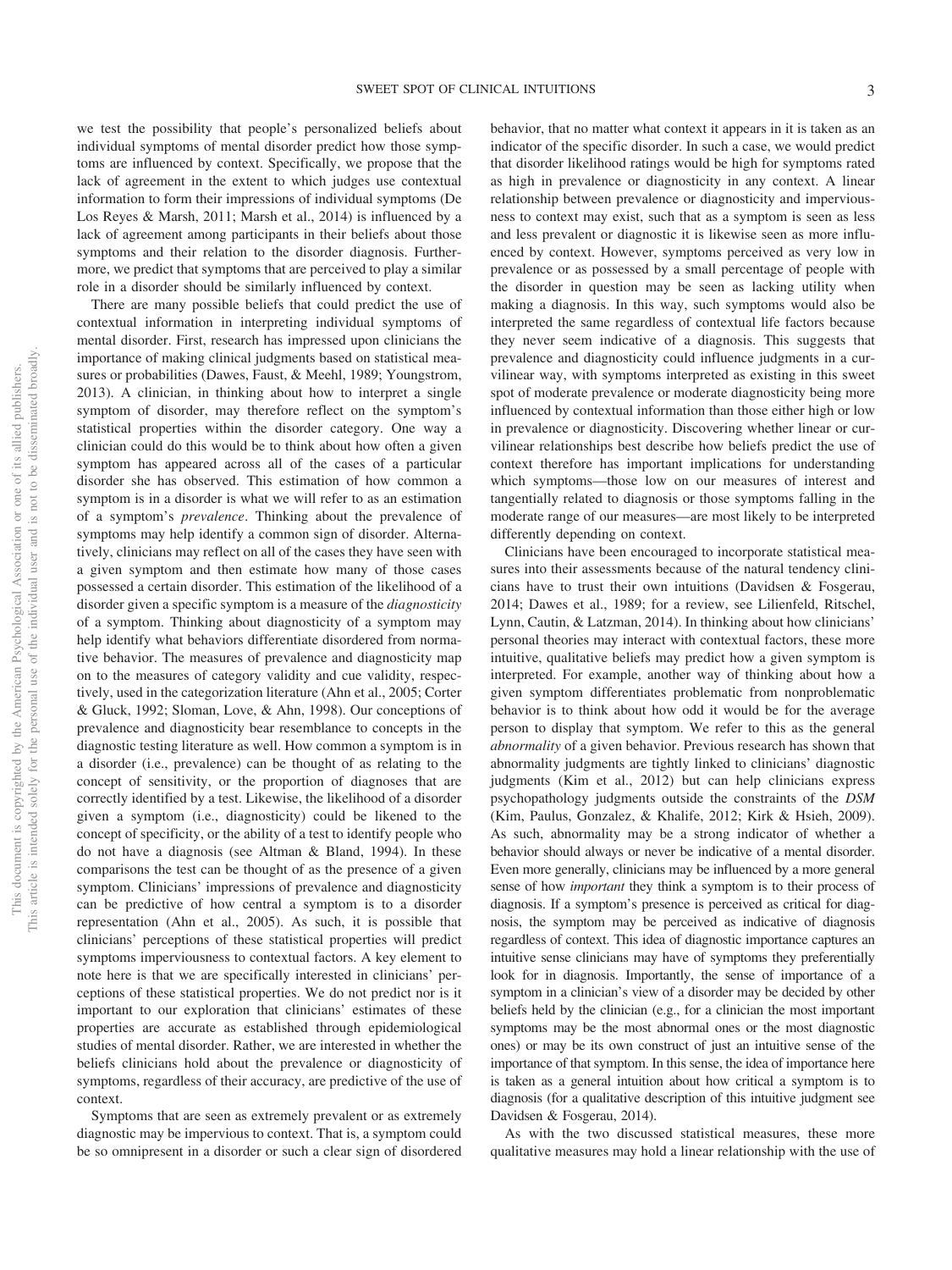we test the possibility that people's personalized beliefs about individual symptoms of mental disorder predict how those symptoms are influenced by context. Specifically, we propose that the lack of agreement in the extent to which judges use contextual information to form their impressions of individual symptoms (De Los Reyes & Marsh, 2011; Marsh et al., 2014) is influenced by a lack of agreement among participants in their beliefs about those symptoms and their relation to the disorder diagnosis. Furthermore, we predict that symptoms that are perceived to play a similar role in a disorder should be similarly influenced by context.

There are many possible beliefs that could predict the use of contextual information in interpreting individual symptoms of mental disorder. First, research has impressed upon clinicians the importance of making clinical judgments based on statistical measures or probabilities (Dawes, Faust, & Meehl, 1989; Youngstrom, 2013). A clinician, in thinking about how to interpret a single symptom of disorder, may therefore reflect on the symptom's statistical properties within the disorder category. One way a clinician could do this would be to think about how often a given symptom has appeared across all of the cases of a particular disorder she has observed. This estimation of how common a symptom is in a disorder is what we will refer to as an estimation of a symptom's *prevalence*. Thinking about the prevalence of symptoms may help identify a common sign of disorder. Alternatively, clinicians may reflect on all of the cases they have seen with a given symptom and then estimate how many of those cases possessed a certain disorder. This estimation of the likelihood of a disorder given a specific symptom is a measure of the *diagnosticity* of a symptom. Thinking about diagnosticity of a symptom may help identify what behaviors differentiate disordered from normative behavior. The measures of prevalence and diagnosticity map on to the measures of category validity and cue validity, respectively, used in the categorization literature (Ahn et al., 2005; Corter & Gluck, 1992; Sloman, Love, & Ahn, 1998). Our conceptions of prevalence and diagnosticity bear resemblance to concepts in the diagnostic testing literature as well. How common a symptom is in a disorder (i.e., prevalence) can be thought of as relating to the concept of sensitivity, or the proportion of diagnoses that are correctly identified by a test. Likewise, the likelihood of a disorder given a symptom (i.e., diagnosticity) could be likened to the concept of specificity, or the ability of a test to identify people who do not have a diagnosis (see Altman & Bland, 1994). In these comparisons the test can be thought of as the presence of a given symptom. Clinicians' impressions of prevalence and diagnosticity can be predictive of how central a symptom is to a disorder representation (Ahn et al., 2005). As such, it is possible that clinicians' perceptions of these statistical properties will predict symptoms imperviousness to contextual factors. A key element to note here is that we are specifically interested in clinicians' perceptions of these statistical properties. We do not predict nor is it important to our exploration that clinicians' estimates of these properties are accurate as established through epidemiological studies of mental disorder. Rather, we are interested in whether the beliefs clinicians hold about the prevalence or diagnosticity of symptoms, regardless of their accuracy, are predictive of the use of context.

Symptoms that are seen as extremely prevalent or as extremely diagnostic may be impervious to context. That is, a symptom could be so omnipresent in a disorder or such a clear sign of disordered behavior, that no matter what context it appears in it is taken as an indicator of the specific disorder. In such a case, we would predict that disorder likelihood ratings would be high for symptoms rated as high in prevalence or diagnosticity in any context. A linear relationship between prevalence or diagnosticity and imperviousness to context may exist, such that as a symptom is seen as less and less prevalent or diagnostic it is likewise seen as more influenced by context. However, symptoms perceived as very low in prevalence or as possessed by a small percentage of people with the disorder in question may be seen as lacking utility when making a diagnosis. In this way, such symptoms would also be interpreted the same regardless of contextual life factors because they never seem indicative of a diagnosis. This suggests that prevalence and diagnosticity could influence judgments in a curvilinear way, with symptoms interpreted as existing in this sweet spot of moderate prevalence or moderate diagnosticity being more influenced by contextual information than those either high or low in prevalence or diagnosticity. Discovering whether linear or curvilinear relationships best describe how beliefs predict the use of context therefore has important implications for understanding which symptoms—those low on our measures of interest and tangentially related to diagnosis or those symptoms falling in the moderate range of our measures—are most likely to be interpreted differently depending on context.

Clinicians have been encouraged to incorporate statistical measures into their assessments because of the natural tendency clinicians have to trust their own intuitions (Davidsen & Fosgerau, 2014; Dawes et al., 1989; for a review, see Lilienfeld, Ritschel, Lynn, Cautin, & Latzman, 2014). In thinking about how clinicians' personal theories may interact with contextual factors, these more intuitive, qualitative beliefs may predict how a given symptom is interpreted. For example, another way of thinking about how a given symptom differentiates problematic from nonproblematic behavior is to think about how odd it would be for the average person to display that symptom. We refer to this as the general *abnormality* of a given behavior. Previous research has shown that abnormality judgments are tightly linked to clinicians' diagnostic judgments (Kim et al., 2012) but can help clinicians express psychopathology judgments outside the constraints of the *DSM* (Kim, Paulus, Gonzalez, & Khalife, 2012; Kirk & Hsieh, 2009). As such, abnormality may be a strong indicator of whether a behavior should always or never be indicative of a mental disorder. Even more generally, clinicians may be influenced by a more general sense of how *important* they think a symptom is to their process of diagnosis. If a symptom's presence is perceived as critical for diagnosis, the symptom may be perceived as indicative of diagnosis regardless of context. This idea of diagnostic importance captures an intuitive sense clinicians may have of symptoms they preferentially look for in diagnosis. Importantly, the sense of importance of a symptom in a clinician's view of a disorder may be decided by other beliefs held by the clinician (e.g., for a clinician the most important symptoms may be the most abnormal ones or the most diagnostic ones) or may be its own construct of just an intuitive sense of the importance of that symptom. In this sense, the idea of importance here is taken as a general intuition about how critical a symptom is to diagnosis (for a qualitative description of this intuitive judgment see Davidsen & Fosgerau, 2014).

As with the two discussed statistical measures, these more qualitative measures may hold a linear relationship with the use of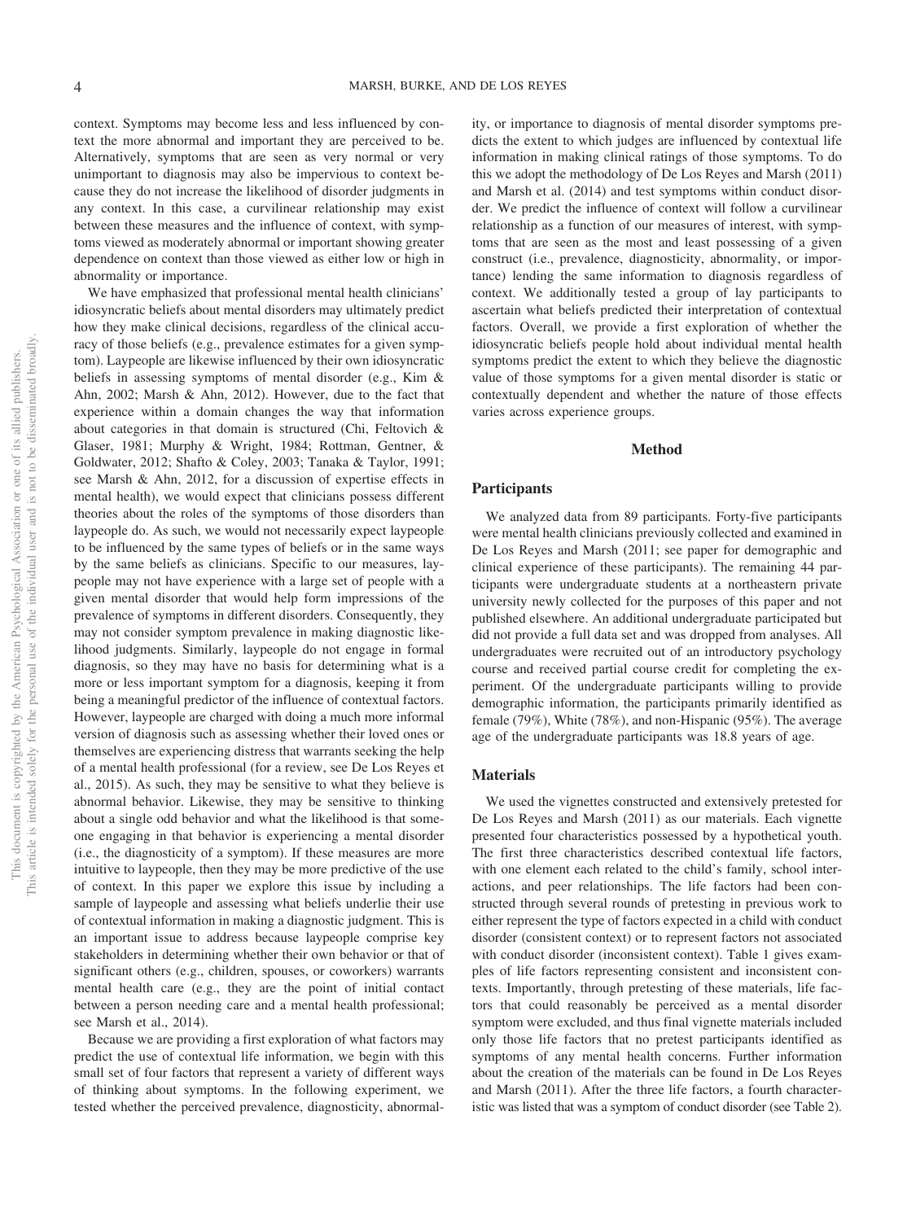context. Symptoms may become less and less influenced by context the more abnormal and important they are perceived to be. Alternatively, symptoms that are seen as very normal or very unimportant to diagnosis may also be impervious to context because they do not increase the likelihood of disorder judgments in any context. In this case, a curvilinear relationship may exist between these measures and the influence of context, with symptoms viewed as moderately abnormal or important showing greater dependence on context than those viewed as either low or high in abnormality or importance.

We have emphasized that professional mental health clinicians' idiosyncratic beliefs about mental disorders may ultimately predict how they make clinical decisions, regardless of the clinical accuracy of those beliefs (e.g., prevalence estimates for a given symptom). Laypeople are likewise influenced by their own idiosyncratic beliefs in assessing symptoms of mental disorder (e.g., Kim & Ahn, 2002; Marsh & Ahn, 2012). However, due to the fact that experience within a domain changes the way that information about categories in that domain is structured (Chi, Feltovich & Glaser, 1981; Murphy & Wright, 1984; Rottman, Gentner, & Goldwater, 2012; Shafto & Coley, 2003; Tanaka & Taylor, 1991; see Marsh & Ahn, 2012, for a discussion of expertise effects in mental health), we would expect that clinicians possess different theories about the roles of the symptoms of those disorders than laypeople do. As such, we would not necessarily expect laypeople to be influenced by the same types of beliefs or in the same ways by the same beliefs as clinicians. Specific to our measures, laypeople may not have experience with a large set of people with a given mental disorder that would help form impressions of the prevalence of symptoms in different disorders. Consequently, they may not consider symptom prevalence in making diagnostic likelihood judgments. Similarly, laypeople do not engage in formal diagnosis, so they may have no basis for determining what is a more or less important symptom for a diagnosis, keeping it from being a meaningful predictor of the influence of contextual factors. However, laypeople are charged with doing a much more informal version of diagnosis such as assessing whether their loved ones or themselves are experiencing distress that warrants seeking the help of a mental health professional (for a review, see De Los Reyes et al., 2015). As such, they may be sensitive to what they believe is abnormal behavior. Likewise, they may be sensitive to thinking about a single odd behavior and what the likelihood is that someone engaging in that behavior is experiencing a mental disorder (i.e., the diagnosticity of a symptom). If these measures are more intuitive to laypeople, then they may be more predictive of the use of context. In this paper we explore this issue by including a sample of laypeople and assessing what beliefs underlie their use of contextual information in making a diagnostic judgment. This is an important issue to address because laypeople comprise key stakeholders in determining whether their own behavior or that of significant others (e.g., children, spouses, or coworkers) warrants mental health care (e.g., they are the point of initial contact between a person needing care and a mental health professional; see Marsh et al., 2014).

Because we are providing a first exploration of what factors may predict the use of contextual life information, we begin with this small set of four factors that represent a variety of different ways of thinking about symptoms. In the following experiment, we tested whether the perceived prevalence, diagnosticity, abnormality, or importance to diagnosis of mental disorder symptoms predicts the extent to which judges are influenced by contextual life information in making clinical ratings of those symptoms. To do this we adopt the methodology of De Los Reyes and Marsh (2011) and Marsh et al. (2014) and test symptoms within conduct disorder. We predict the influence of context will follow a curvilinear relationship as a function of our measures of interest, with symptoms that are seen as the most and least possessing of a given construct (i.e., prevalence, diagnosticity, abnormality, or importance) lending the same information to diagnosis regardless of context. We additionally tested a group of lay participants to ascertain what beliefs predicted their interpretation of contextual factors. Overall, we provide a first exploration of whether the idiosyncratic beliefs people hold about individual mental health symptoms predict the extent to which they believe the diagnostic value of those symptoms for a given mental disorder is static or contextually dependent and whether the nature of those effects varies across experience groups.

## Method

### Participants

We analyzed data from 89 participants. Forty-five participants were mental health clinicians previously collected and examined in De Los Reyes and Marsh (2011; see paper for demographic and clinical experience of these participants). The remaining 44 participants were undergraduate students at a northeastern private university newly collected for the purposes of this paper and not published elsewhere. An additional undergraduate participated but did not provide a full data set and was dropped from analyses. All undergraduates were recruited out of an introductory psychology course and received partial course credit for completing the experiment. Of the undergraduate participants willing to provide demographic information, the participants primarily identified as female (79%), White (78%), and non-Hispanic (95%). The average age of the undergraduate participants was 18.8 years of age.

### Materials

We used the vignettes constructed and extensively pretested for De Los Reyes and Marsh (2011) as our materials. Each vignette presented four characteristics possessed by a hypothetical youth. The first three characteristics described contextual life factors, with one element each related to the child's family, school interactions, and peer relationships. The life factors had been constructed through several rounds of pretesting in previous work to either represent the type of factors expected in a child with conduct disorder (consistent context) or to represent factors not associated with conduct disorder (inconsistent context). Table 1 gives examples of life factors representing consistent and inconsistent contexts. Importantly, through pretesting of these materials, life factors that could reasonably be perceived as a mental disorder symptom were excluded, and thus final vignette materials included only those life factors that no pretest participants identified as symptoms of any mental health concerns. Further information about the creation of the materials can be found in De Los Reyes and Marsh (2011). After the three life factors, a fourth characteristic was listed that was a symptom of conduct disorder (see Table 2).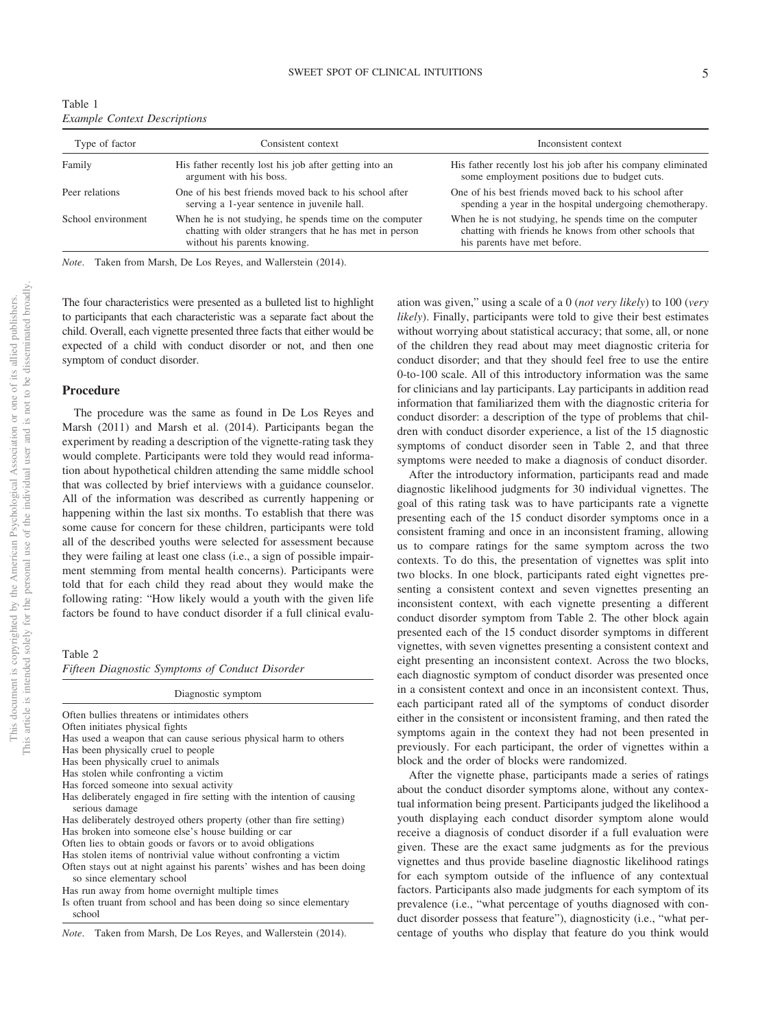Table 1
*Example Context Descriptions*

| Type of factor | Consistent context | Inconsistent context |
|---|---|---|
| Family | His father recently lost his job after getting into an argument with his boss. | His father recently lost his job after his company eliminated some employment positions due to budget cuts. |
| Peer relations | One of his best friends moved back to his school after serving a 1-year sentence in juvenile hall. | One of his best friends moved back to his school after spending a year in the hospital undergoing chemotherapy. |
| School environment | When he is not studying, he spends time on the computer chatting with older strangers that he has met in person without his parents knowing. | When he is not studying, he spends time on the computer chatting with friends he knows from other schools that his parents have met before. |

*Note*. Taken from Marsh, De Los Reyes, and Wallerstein (2014).

The four characteristics were presented as a bulleted list to highlight to participants that each characteristic was a separate fact about the child. Overall, each vignette presented three facts that either would be expected of a child with conduct disorder or not, and then one symptom of conduct disorder.

## Procedure

The procedure was the same as found in De Los Reyes and Marsh (2011) and Marsh et al. (2014). Participants began the experiment by reading a description of the vignette-rating task they would complete. Participants were told they would read information about hypothetical children attending the same middle school that was collected by brief interviews with a guidance counselor. All of the information was described as currently happening or happening within the last six months. To establish that there was some cause for concern for these children, participants were told all of the described youths were selected for assessment because they were failing at least one class (i.e., a sign of possible impairment stemming from mental health concerns). Participants were told that for each child they read about they would make the following rating: "How likely would a youth with the given life factors be found to have conduct disorder if a full clinical evaluation was given," using a scale of a 0 (*not very likely*) to 100 (*very likely*). Finally, participants were told to give their best estimates without worrying about statistical accuracy; that some, all, or none of the children they read about may meet diagnostic criteria for conduct disorder; and that they should feel free to use the entire 0-to-100 scale. All of this introductory information was the same for clinicians and lay participants. Lay participants in addition read information that familiarized them with the diagnostic criteria for conduct disorder: a description of the type of problems that children with conduct disorder experience, a list of the 15 diagnostic symptoms of conduct disorder seen in Table 2, and that three symptoms were needed to make a diagnosis of conduct disorder.

Table 2
*Fifteen Diagnostic Symptoms of Conduct Disorder*

| Diagnostic symptom |
|---|
| Often bullies threatens or intimidates others |
| Often initiates physical fights |
| Has used a weapon that can cause serious physical harm to others |
| Has been physically cruel to people |
| Has been physically cruel to animals |
| Has stolen while confronting a victim |
| Has forced someone into sexual activity |
| Has deliberately engaged in fire setting with the intention of causing serious damage |
| Has deliberately destroyed others property (other than fire setting) |
| Has broken into someone else's house building or car |
| Often lies to obtain goods or favors or to avoid obligations |
| Has stolen items of nontrivial value without confronting a victim |
| Often stays out at night against his parents' wishes and has been doing so since elementary school |
| Has run away from home overnight multiple times |
| Is often truant from school and has been doing so since elementary school |

*Note*. Taken from Marsh, De Los Reyes, and Wallerstein (2014).

After the introductory information, participants read and made diagnostic likelihood judgments for 30 individual vignettes. The goal of this rating task was to have participants rate a vignette presenting each of the 15 conduct disorder symptoms once in a consistent framing and once in an inconsistent framing, allowing us to compare ratings for the same symptom across the two contexts. To do this, the presentation of vignettes was split into two blocks. In one block, participants rated eight vignettes presenting a consistent context and seven vignettes presenting an inconsistent context, with each vignette presenting a different conduct disorder symptom from Table 2. The other block again presented each of the 15 conduct disorder symptoms in different vignettes, with seven vignettes presenting a consistent context and eight presenting an inconsistent context. Across the two blocks, each diagnostic symptom of conduct disorder was presented once in a consistent context and once in an inconsistent context. Thus, each participant rated all of the symptoms of conduct disorder either in the consistent or inconsistent framing, and then rated the symptoms again in the context they had not been presented in previously. For each participant, the order of vignettes within a block and the order of blocks were randomized.

After the vignette phase, participants made a series of ratings about the conduct disorder symptoms alone, without any contextual information being present. Participants judged the likelihood a youth displaying each conduct disorder symptom alone would receive a diagnosis of conduct disorder if a full evaluation were given. These are the exact same judgments as for the previous vignettes and thus provide baseline diagnostic likelihood ratings for each symptom outside of the influence of any contextual factors. Participants also made judgments for each symptom of its prevalence (i.e., "what percentage of youths diagnosed with conduct disorder possess that feature"), diagnosticity (i.e., "what percentage of youths who display that feature do you think would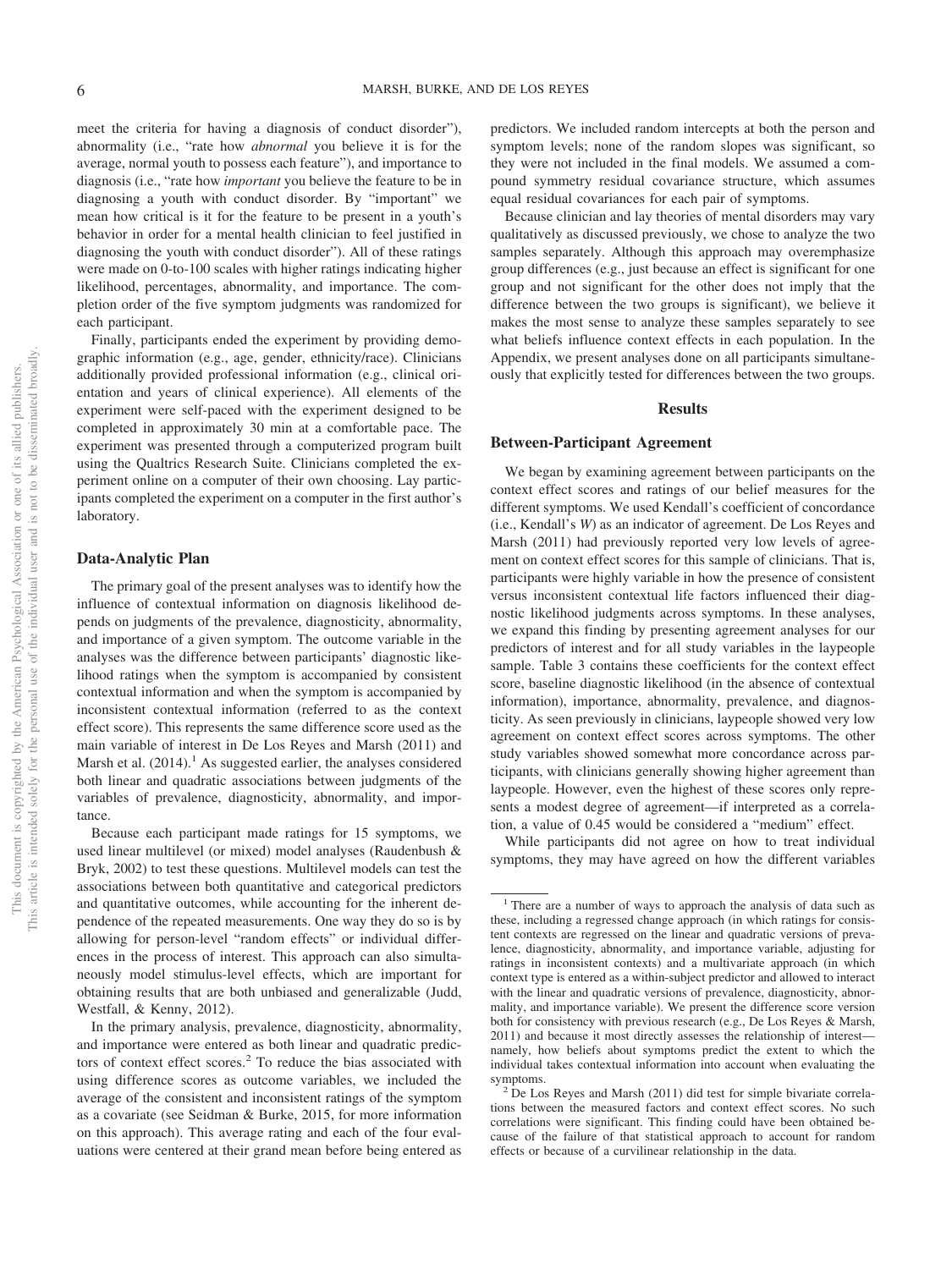meet the criteria for having a diagnosis of conduct disorder"), abnormality (i.e., "rate how *abnormal* you believe it is for the average, normal youth to possess each feature"), and importance to diagnosis (i.e., "rate how *important* you believe the feature to be in diagnosing a youth with conduct disorder. By "important" we mean how critical is it for the feature to be present in a youth's behavior in order for a mental health clinician to feel justified in diagnosing the youth with conduct disorder"). All of these ratings were made on 0-to-100 scales with higher ratings indicating higher likelihood, percentages, abnormality, and importance. The completion order of the five symptom judgments was randomized for each participant.

Finally, participants ended the experiment by providing demographic information (e.g., age, gender, ethnicity/race). Clinicians additionally provided professional information (e.g., clinical orientation and years of clinical experience). All elements of the experiment were self-paced with the experiment designed to be completed in approximately 30 min at a comfortable pace. The experiment was presented through a computerized program built using the Qualtrics Research Suite. Clinicians completed the experiment online on a computer of their own choosing. Lay participants completed the experiment on a computer in the first author's laboratory.

## Data-Analytic Plan

The primary goal of the present analyses was to identify how the influence of contextual information on diagnosis likelihood depends on judgments of the prevalence, diagnosticity, abnormality, and importance of a given symptom. The outcome variable in the analyses was the difference between participants' diagnostic likelihood ratings when the symptom is accompanied by consistent contextual information and when the symptom is accompanied by inconsistent contextual information (referred to as the context effect score). This represents the same difference score used as the main variable of interest in De Los Reyes and Marsh (2011) and Marsh et al. (2014).[1] As suggested earlier, the analyses considered both linear and quadratic associations between judgments of the variables of prevalence, diagnosticity, abnormality, and importance.

Because each participant made ratings for 15 symptoms, we used linear multilevel (or mixed) model analyses (Raudenbush & Bryk, 2002) to test these questions. Multilevel models can test the associations between both quantitative and categorical predictors and quantitative outcomes, while accounting for the inherent dependence of the repeated measurements. One way they do so is by allowing for person-level "random effects" or individual differences in the process of interest. This approach can also simultaneously model stimulus-level effects, which are important for obtaining results that are both unbiased and generalizable (Judd, Westfall, & Kenny, 2012).

In the primary analysis, prevalence, diagnosticity, abnormality, and importance were entered as both linear and quadratic predictors of context effect scores.[2] To reduce the bias associated with using difference scores as outcome variables, we included the average of the consistent and inconsistent ratings of the symptom as a covariate (see Seidman & Burke, 2015, for more information on this approach). This average rating and each of the four evaluations were centered at their grand mean before being entered as predictors. We included random intercepts at both the person and symptom levels; none of the random slopes was significant, so they were not included in the final models. We assumed a compound symmetry residual covariance structure, which assumes equal residual covariances for each pair of symptoms.

Because clinician and lay theories of mental disorders may vary qualitatively as discussed previously, we chose to analyze the two samples separately. Although this approach may overemphasize group differences (e.g., just because an effect is significant for one group and not significant for the other does not imply that the difference between the two groups is significant), we believe it makes the most sense to analyze these samples separately to see what beliefs influence context effects in each population. In the Appendix, we present analyses done on all participants simultaneously that explicitly tested for differences between the two groups.

# Results

## Between-Participant Agreement

We began by examining agreement between participants on the context effect scores and ratings of our belief measures for the different symptoms. We used Kendall's coefficient of concordance (i.e., Kendall's *W*) as an indicator of agreement. De Los Reyes and Marsh (2011) had previously reported very low levels of agreement on context effect scores for this sample of clinicians. That is, participants were highly variable in how the presence of consistent versus inconsistent contextual life factors influenced their diagnostic likelihood judgments across symptoms. In these analyses, we expand this finding by presenting agreement analyses for our predictors of interest and for all study variables in the laypeople sample. Table 3 contains these coefficients for the context effect score, baseline diagnostic likelihood (in the absence of contextual information), importance, abnormality, prevalence, and diagnosticity. As seen previously in clinicians, laypeople showed very low agreement on context effect scores across symptoms. The other study variables showed somewhat more concordance across participants, with clinicians generally showing higher agreement than laypeople. However, even the highest of these scores only represents a modest degree of agreement—if interpreted as a correlation, a value of 0.45 would be considered a "medium" effect.

While participants did not agree on how to treat individual symptoms, they may have agreed on how the different variables

---

[1] There are a number of ways to approach the analysis of data such as these, including a regressed change approach (in which ratings for consistent contexts are regressed on the linear and quadratic versions of prevalence, diagnosticity, abnormality, and importance variable, adjusting for ratings in inconsistent contexts) and a multivariate approach (in which context type is entered as a within-subject predictor and allowed to interact with the linear and quadratic versions of prevalence, diagnosticity, abnormality, and importance variable). We present the difference score version both for consistency with previous research (e.g., De Los Reyes & Marsh, 2011) and because it most directly assesses the relationship of interest—namely, how beliefs about symptoms predict the extent to which the individual takes contextual information into account when evaluating the symptoms.

[2] De Los Reyes and Marsh (2011) did test for simple bivariate correlations between the measured factors and context effect scores. No such correlations were significant. This finding could have been obtained because of the failure of that statistical approach to account for random effects or because of a curvilinear relationship in the data.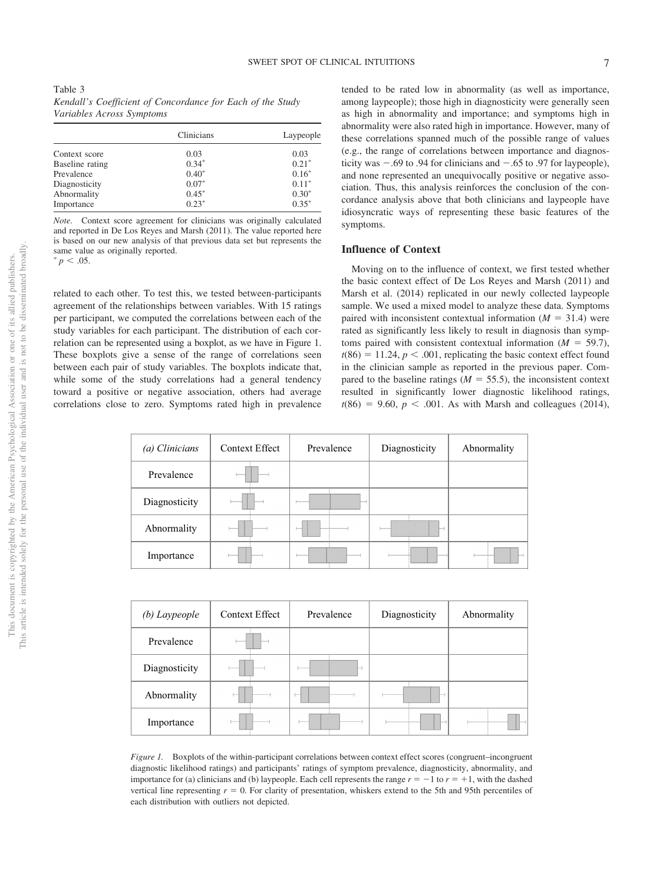Table 3
*Kendall's Coefficient of Concordance for Each of the Study Variables Across Symptoms*

| | Clinicians | Laypeople |
|---|---|---|
| Context score | 0.03 | 0.03 |
| Baseline rating | 0.34* | 0.21* |
| Prevalence | 0.40* | 0.16* |
| Diagnosticity | 0.07* | 0.11* |
| Abnormality | 0.45* | 0.30* |
| Importance | 0.23* | 0.35* |

*Note.* Context score agreement for clinicians was originally calculated and reported in De Los Reyes and Marsh (2011). The value reported here is based on our new analysis of that previous data set but represents the same value as originally reported.
* $p < .05$.

related to each other. To test this, we tested between-participants agreement of the relationships between variables. With 15 ratings per participant, we computed the correlations between each of the study variables for each participant. The distribution of each correlation can be represented using a boxplot, as we have in Figure 1. These boxplots give a sense of the range of correlations seen between each pair of study variables. The boxplots indicate that, while some of the study correlations had a general tendency toward a positive or negative association, others had average correlations close to zero. Symptoms rated high in prevalence tended to be rated low in abnormality (as well as importance, among laypeople); those high in diagnosticity were generally seen as high in abnormality and importance; and symptoms high in abnormality were also rated high in importance. However, many of these correlations spanned much of the possible range of values (e.g., the range of correlations between importance and diagnosticity was −.69 to .94 for clinicians and −.65 to .97 for laypeople), and none represented an unequivocally positive or negative association. Thus, this analysis reinforces the conclusion of the concordance analysis above that both clinicians and laypeople have idiosyncratic ways of representing these basic features of the symptoms.

## Influence of Context

Moving on to the influence of context, we first tested whether the basic context effect of De Los Reyes and Marsh (2011) and Marsh et al. (2014) replicated in our newly collected laypeople sample. We used a mixed model to analyze these data. Symptoms paired with inconsistent contextual information ($M = 31.4$) were rated as significantly less likely to result in diagnosis than symptoms paired with consistent contextual information ($M = 59.7$), $t(86) = 11.24$, $p < .001$, replicating the basic context effect found in the clinician sample as reported in the previous paper. Compared to the baseline ratings ($M = 55.5$), the inconsistent context resulted in significantly lower diagnostic likelihood ratings, $t(86) = 9.60$, $p < .001$. As with Marsh and colleagues (2014),

*Figure 1.* Boxplots of the within-participant correlations between context effect scores (congruent–incongruent diagnostic likelihood ratings) and participants' ratings of symptom prevalence, diagnosticity, abnormality, and importance for (a) clinicians and (b) laypeople. Each cell represents the range $r = -1$ to $r = +1$, with the dashed vertical line representing $r = 0$. For clarity of presentation, whiskers extend to the 5th and 95th percentiles of each distribution with outliers not depicted.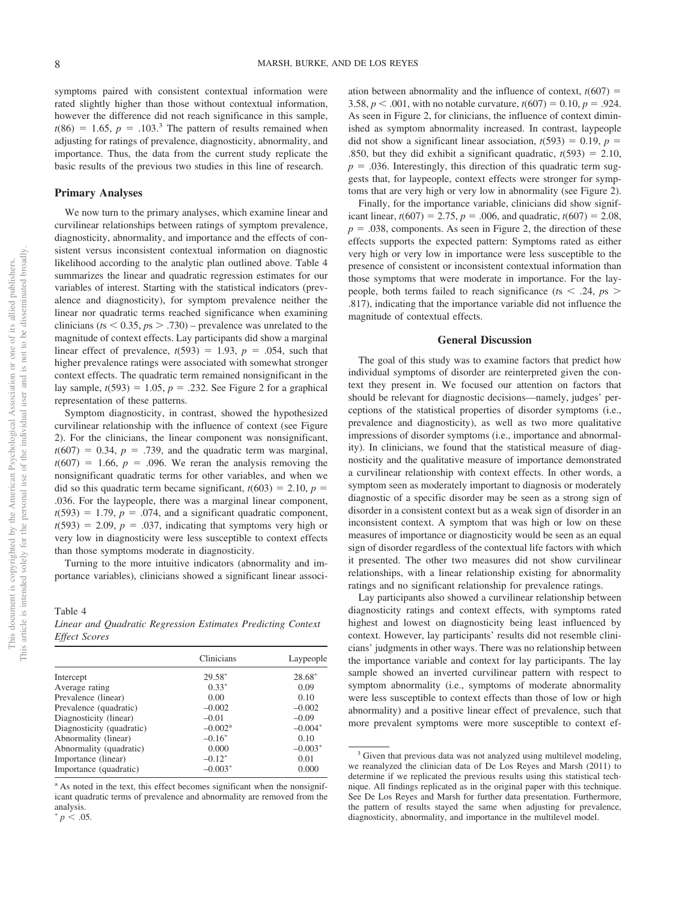symptoms paired with consistent contextual information were rated slightly higher than those without contextual information, however the difference did not reach significance in this sample, $t(86) = 1.65$, $p = .103$.[3] The pattern of results remained when adjusting for ratings of prevalence, diagnosticity, abnormality, and importance. Thus, the data from the current study replicate the basic results of the previous two studies in this line of research.

## Primary Analyses

We now turn to the primary analyses, which examine linear and curvilinear relationships between ratings of symptom prevalence, diagnosticity, abnormality, and importance and the effects of consistent versus inconsistent contextual information on diagnostic likelihood according to the analytic plan outlined above. Table 4 summarizes the linear and quadratic regression estimates for our variables of interest. Starting with the statistical indicators (prevalence and diagnosticity), for symptom prevalence neither the linear nor quadratic terms reached significance when examining clinicians ($ts < 0.35$, $ps > .730$) – prevalence was unrelated to the magnitude of context effects. Lay participants did show a marginal linear effect of prevalence, $t(593) = 1.93$, $p = .054$, such that higher prevalence ratings were associated with somewhat stronger context effects. The quadratic term remained nonsignificant in the lay sample, $t(593) = 1.05$, $p = .232$. See Figure 2 for a graphical representation of these patterns.

Symptom diagnosticity, in contrast, showed the hypothesized curvilinear relationship with the influence of context (see Figure 2). For the clinicians, the linear component was nonsignificant, $t(607) = 0.34$, $p = .739$, and the quadratic term was marginal, $t(607) = 1.66$, $p = .096$. We reran the analysis removing the nonsignificant quadratic terms for other variables, and when we did so this quadratic term became significant, $t(603) = 2.10$, $p = .036$. For the laypeople, there was a marginal linear component, $t(593) = 1.79$, $p = .074$, and a significant quadratic component, $t(593) = 2.09$, $p = .037$, indicating that symptoms very high or very low in diagnosticity were less susceptible to context effects than those symptoms moderate in diagnosticity.

Turning to the more intuitive indicators (abnormality and importance variables), clinicians showed a significant linear association between abnormality and the influence of context, $t(607) = 3.58$, $p < .001$, with no notable curvature, $t(607) = 0.10$, $p = .924$. As seen in Figure 2, for clinicians, the influence of context diminished as symptom abnormality increased. In contrast, laypeople did not show a significant linear association, $t(593) = 0.19$, $p = .850$, but they did exhibit a significant quadratic, $t(593) = 2.10$, $p = .036$. Interestingly, this direction of this quadratic term suggests that, for laypeople, context effects were stronger for symptoms that are very high or very low in abnormality (see Figure 2).

Finally, for the importance variable, clinicians did show significant linear, $t(607) = 2.75$, $p = .006$, and quadratic, $t(607) = 2.08$, $p = .038$, components. As seen in Figure 2, the direction of these effects supports the expected pattern: Symptoms rated as either very high or very low in importance were less susceptible to the presence of consistent or inconsistent contextual information than those symptoms that were moderate in importance. For the laypeople, both terms failed to reach significance ($ts < .24$, $ps > .817$), indicating that the importance variable did not influence the magnitude of contextual effects.

Table 4
*Linear and Quadratic Regression Estimates Predicting Context Effect Scores*

| | Clinicians | Laypeople |
|---|---|---|
| Intercept | 29.58* | 28.68* |
| Average rating | 0.33* | 0.09 |
| Prevalence (linear) | 0.00 | 0.10 |
| Prevalence (quadratic) | –0.002 | –0.002 |
| Diagnosticity (linear) | –0.01 | –0.09 |
| Diagnosticity (quadratic) | –0.002[a] | –0.004* |
| Abnormality (linear) | –0.16* | 0.10 |
| Abnormality (quadratic) | 0.000 | –0.003* |
| Importance (linear) | –0.12* | 0.01 |
| Importance (quadratic) | –0.003* | 0.000 |

[a] As noted in the text, this effect becomes significant when the nonsignificant quadratic terms of prevalence and abnormality are removed from the analysis.
* $p < .05$.

## General Discussion

The goal of this study was to examine factors that predict how individual symptoms of disorder are reinterpreted given the context they present in. We focused our attention on factors that should be relevant for diagnostic decisions—namely, judges' perceptions of the statistical properties of disorder symptoms (i.e., prevalence and diagnosticity), as well as two more qualitative impressions of disorder symptoms (i.e., importance and abnormality). In clinicians, we found that the statistical measure of diagnosticity and the qualitative measure of importance demonstrated a curvilinear relationship with context effects. In other words, a symptom seen as moderately important to diagnosis or moderately diagnostic of a specific disorder may be seen as a strong sign of disorder in a consistent context but as a weak sign of disorder in an inconsistent context. A symptom that was high or low on these measures of importance or diagnosticity would be seen as an equal sign of disorder regardless of the contextual life factors with which it presented. The other two measures did not show curvilinear relationships, with a linear relationship existing for abnormality ratings and no significant relationship for prevalence ratings.

Lay participants also showed a curvilinear relationship between diagnosticity ratings and context effects, with symptoms rated highest and lowest on diagnosticity being least influenced by context. However, lay participants' results did not resemble clinicians' judgments in other ways. There was no relationship between the importance variable and context for lay participants. The lay sample showed an inverted curvilinear pattern with respect to symptom abnormality (i.e., symptoms of moderate abnormality were less susceptible to context effects than those of low or high abnormality) and a positive linear effect of prevalence, such that more prevalent symptoms were more susceptible to context ef-

[3] Given that previous data was not analyzed using multilevel modeling, we reanalyzed the clinician data of De Los Reyes and Marsh (2011) to determine if we replicated the previous results using this statistical technique. All findings replicated as in the original paper with this technique. See De Los Reyes and Marsh for further data presentation. Furthermore, the pattern of results stayed the same when adjusting for prevalence, diagnosticity, abnormality, and importance in the multilevel model.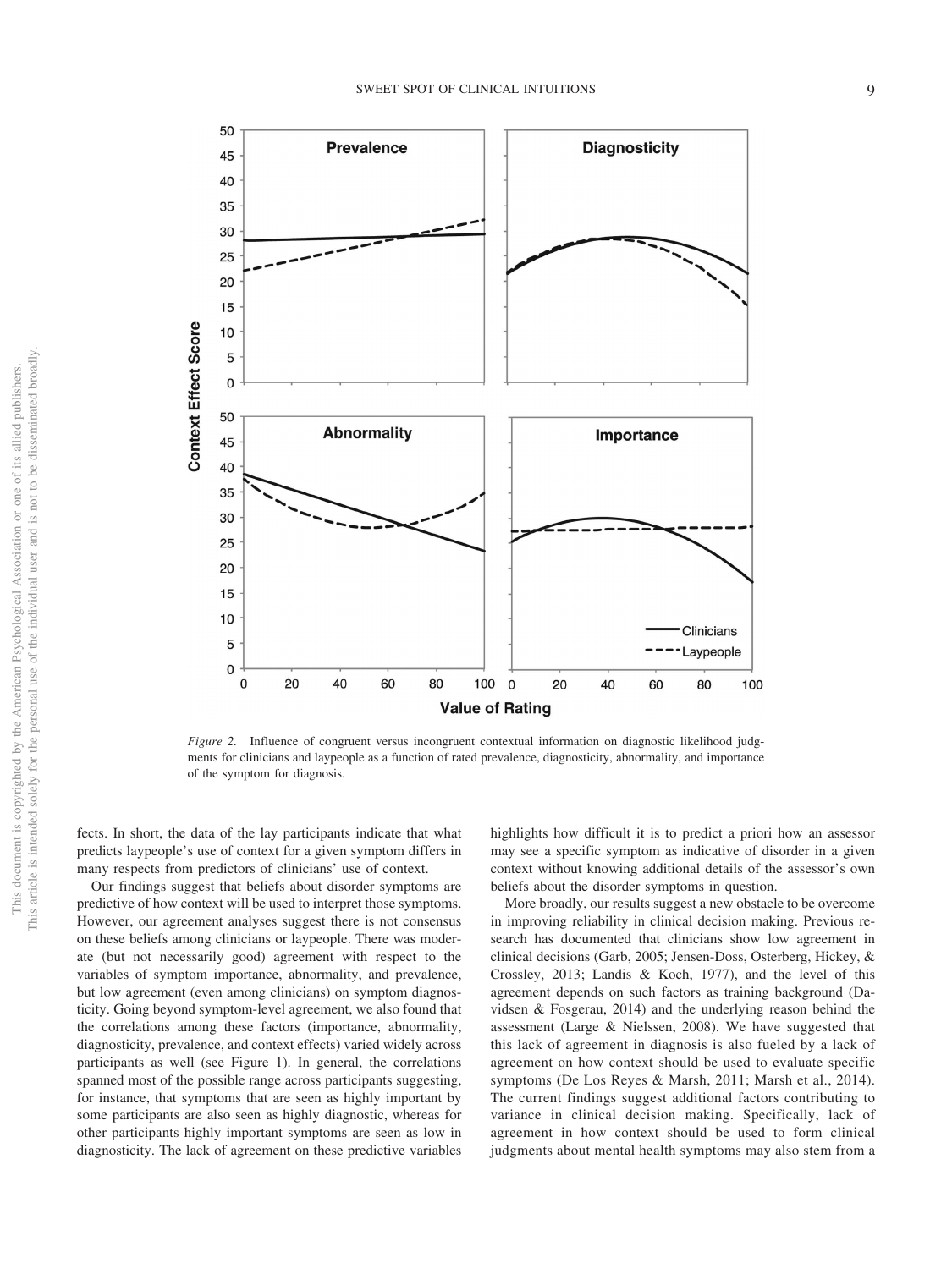*Figure 2.* Influence of congruent versus incongruent contextual information on diagnostic likelihood judgments for clinicians and laypeople as a function of rated prevalence, diagnosticity, abnormality, and importance of the symptom for diagnosis.

fects. In short, the data of the lay participants indicate that what predicts laypeople's use of context for a given symptom differs in many respects from predictors of clinicians' use of context.

Our findings suggest that beliefs about disorder symptoms are predictive of how context will be used to interpret those symptoms. However, our agreement analyses suggest there is not consensus on these beliefs among clinicians or laypeople. There was moderate (but not necessarily good) agreement with respect to the variables of symptom importance, abnormality, and prevalence, but low agreement (even among clinicians) on symptom diagnosticity. Going beyond symptom-level agreement, we also found that the correlations among these factors (importance, abnormality, diagnosticity, prevalence, and context effects) varied widely across participants as well (see Figure 1). In general, the correlations spanned most of the possible range across participants suggesting, for instance, that symptoms that are seen as highly important by some participants are also seen as highly diagnostic, whereas for other participants highly important symptoms are seen as low in diagnosticity. The lack of agreement on these predictive variables highlights how difficult it is to predict a priori how an assessor may see a specific symptom as indicative of disorder in a given context without knowing additional details of the assessor's own beliefs about the disorder symptoms in question.

More broadly, our results suggest a new obstacle to be overcome in improving reliability in clinical decision making. Previous research has documented that clinicians show low agreement in clinical decisions (Garb, 2005; Jensen-Doss, Osterberg, Hickey, & Crossley, 2013; Landis & Koch, 1977), and the level of this agreement depends on such factors as training background (Davidsen & Fosgerau, 2014) and the underlying reason behind the assessment (Large & Nielssen, 2008). We have suggested that this lack of agreement in diagnosis is also fueled by a lack of agreement on how context should be used to evaluate specific symptoms (De Los Reyes & Marsh, 2011; Marsh et al., 2014). The current findings suggest additional factors contributing to variance in clinical decision making. Specifically, lack of agreement in how context should be used to form clinical judgments about mental health symptoms may also stem from a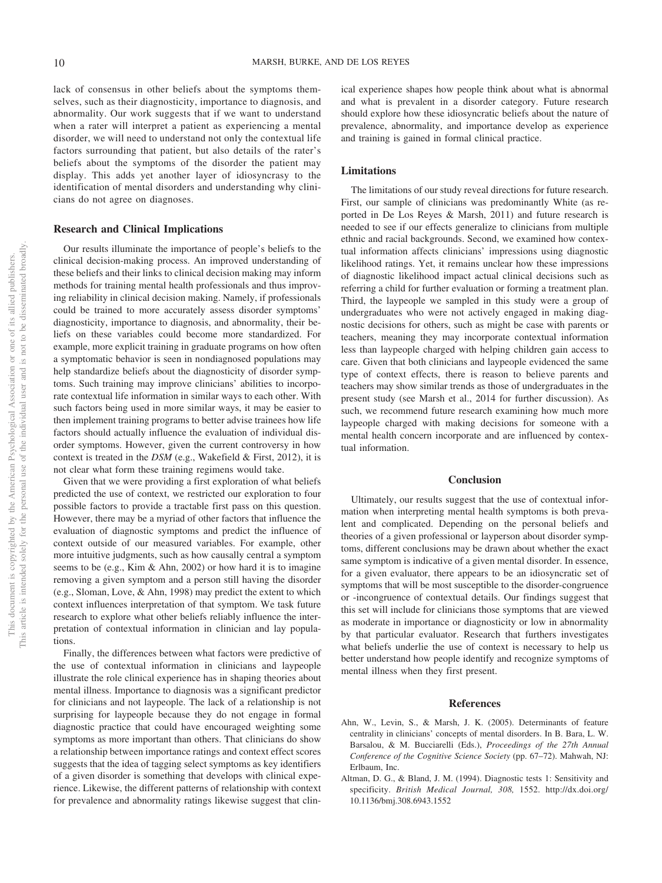lack of consensus in other beliefs about the symptoms themselves, such as their diagnosticity, importance to diagnosis, and abnormality. Our work suggests that if we want to understand when a rater will interpret a patient as experiencing a mental disorder, we will need to understand not only the contextual life factors surrounding that patient, but also details of the rater's beliefs about the symptoms of the disorder the patient may display. This adds yet another layer of idiosyncrasy to the identification of mental disorders and understanding why clinicians do not agree on diagnoses.

### Research and Clinical Implications

Our results illuminate the importance of people's beliefs to the clinical decision-making process. An improved understanding of these beliefs and their links to clinical decision making may inform methods for training mental health professionals and thus improving reliability in clinical decision making. Namely, if professionals could be trained to more accurately assess disorder symptoms' diagnosticity, importance to diagnosis, and abnormality, their beliefs on these variables could become more standardized. For example, more explicit training in graduate programs on how often a symptomatic behavior is seen in nondiagnosed populations may help standardize beliefs about the diagnosticity of disorder symptoms. Such training may improve clinicians' abilities to incorporate contextual life information in similar ways to each other. With such factors being used in more similar ways, it may be easier to then implement training programs to better advise trainees how life factors should actually influence the evaluation of individual disorder symptoms. However, given the current controversy in how context is treated in the *DSM* (e.g., Wakefield & First, 2012), it is not clear what form these training regimens would take.

Given that we were providing a first exploration of what beliefs predicted the use of context, we restricted our exploration to four possible factors to provide a tractable first pass on this question. However, there may be a myriad of other factors that influence the evaluation of diagnostic symptoms and predict the influence of context outside of our measured variables. For example, other more intuitive judgments, such as how causally central a symptom seems to be (e.g., Kim & Ahn, 2002) or how hard it is to imagine removing a given symptom and a person still having the disorder (e.g., Sloman, Love, & Ahn, 1998) may predict the extent to which context influences interpretation of that symptom. We task future research to explore what other beliefs reliably influence the interpretation of contextual information in clinician and lay populations.

Finally, the differences between what factors were predictive of the use of contextual information in clinicians and laypeople illustrate the role clinical experience has in shaping theories about mental illness. Importance to diagnosis was a significant predictor for clinicians and not laypeople. The lack of a relationship is not surprising for laypeople because they do not engage in formal diagnostic practice that could have encouraged weighting some symptoms as more important than others. That clinicians do show a relationship between importance ratings and context effect scores suggests that the idea of tagging select symptoms as key identifiers of a given disorder is something that develops with clinical experience. Likewise, the different patterns of relationship with context for prevalence and abnormality ratings likewise suggest that clinical experience shapes how people think about what is abnormal and what is prevalent in a disorder category. Future research should explore how these idiosyncratic beliefs about the nature of prevalence, abnormality, and importance develop as experience and training is gained in formal clinical practice.

### Limitations

The limitations of our study reveal directions for future research. First, our sample of clinicians was predominantly White (as reported in De Los Reyes & Marsh, 2011) and future research is needed to see if our effects generalize to clinicians from multiple ethnic and racial backgrounds. Second, we examined how contextual information affects clinicians' impressions using diagnostic likelihood ratings. Yet, it remains unclear how these impressions of diagnostic likelihood impact actual clinical decisions such as referring a child for further evaluation or forming a treatment plan. Third, the laypeople we sampled in this study were a group of undergraduates who were not actively engaged in making diagnostic decisions for others, such as might be case with parents or teachers, meaning they may incorporate contextual information less than laypeople charged with helping children gain access to care. Given that both clinicians and laypeople evidenced the same type of context effects, there is reason to believe parents and teachers may show similar trends as those of undergraduates in the present study (see Marsh et al., 2014 for further discussion). As such, we recommend future research examining how much more laypeople charged with making decisions for someone with a mental health concern incorporate and are influenced by contextual information.

## Conclusion

Ultimately, our results suggest that the use of contextual information when interpreting mental health symptoms is both prevalent and complicated. Depending on the personal beliefs and theories of a given professional or layperson about disorder symptoms, different conclusions may be drawn about whether the exact same symptom is indicative of a given mental disorder. In essence, for a given evaluator, there appears to be an idiosyncratic set of symptoms that will be most susceptible to the disorder-congruence or -incongruence of contextual details. Our findings suggest that this set will include for clinicians those symptoms that are viewed as moderate in importance or diagnosticity or low in abnormality by that particular evaluator. Research that furthers investigates what beliefs underlie the use of context is necessary to help us better understand how people identify and recognize symptoms of mental illness when they first present.

## References

Ahn, W., Levin, S., & Marsh, J. K. (2005). Determinants of feature centrality in clinicians' concepts of mental disorders. In B. Bara, L. W. Barsalou, & M. Bucciarelli (Eds.), *Proceedings of the 27th Annual Conference of the Cognitive Science Society* (pp. 67–72). Mahwah, NJ: Erlbaum, Inc.

Altman, D. G., & Bland, J. M. (1994). Diagnostic tests 1: Sensitivity and specificity. *British Medical Journal, 308,* 1552. http://dx.doi.org/10.1136/bmj.308.6943.1552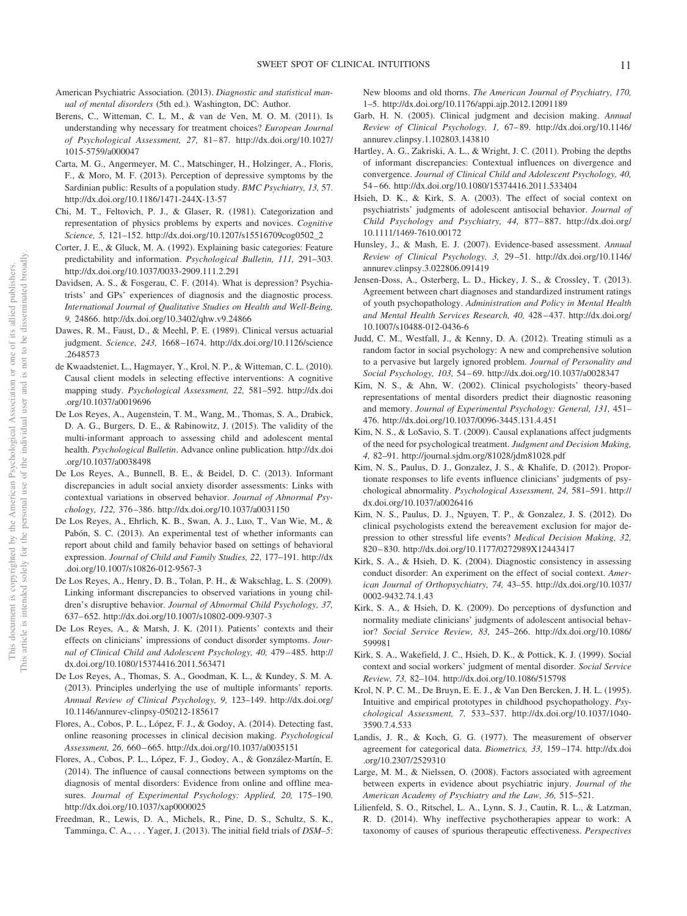American Psychiatric Association. (2013). *Diagnostic and statistical manual of mental disorders* (5th ed.). Washington, DC: Author.

Berens, C., Witteman, C. L. M., & van de Ven, M. O. M. (2011). Is understanding why necessary for treatment choices? *European Journal of Psychological Assessment, 27,* 81–87. http://dx.doi.org/10.1027/1015-5759/a000047

Carta, M. G., Angermeyer, M. C., Matschinger, H., Holzinger, A., Floris, F., & Moro, M. F. (2013). Perception of depressive symptoms by the Sardinian public: Results of a population study. *BMC Psychiatry, 13,* 57. http://dx.doi.org/10.1186/1471-244X-13-57

Chi, M. T., Feltovich, P. J., & Glaser, R. (1981). Categorization and representation of physics problems by experts and novices. *Cognitive Science, 5,* 121–152. http://dx.doi.org/10.1207/s15516709cog0502_2

Corter, J. E., & Gluck, M. A. (1992). Explaining basic categories: Feature predictability and information. *Psychological Bulletin, 111,* 291–303. http://dx.doi.org/10.1037/0033-2909.111.2.291

Davidsen, A. S., & Fosgerau, C. F. (2014). What is depression? Psychiatrists' and GPs' experiences of diagnosis and the diagnostic process. *International Journal of Qualitative Studies on Health and Well-Being, 9,* 24866. http://dx.doi.org/10.3402/qhw.v9.24866

Dawes, R. M., Faust, D., & Meehl, P. E. (1989). Clinical versus actuarial judgment. *Science, 243,* 1668–1674. http://dx.doi.org/10.1126/science.2648573

de Kwaadsteniet, L., Hagmayer, Y., Krol, N. P., & Witteman, C. L. (2010). Causal client models in selecting effective interventions: A cognitive mapping study. *Psychological Assessment, 22,* 581–592. http://dx.doi.org/10.1037/a0019696

De Los Reyes, A., Augenstein, T. M., Wang, M., Thomas, S. A., Drabick, D. A. G., Burgers, D. E., & Rabinowitz, J. (2015). The validity of the multi-informant approach to assessing child and adolescent mental health. *Psychological Bulletin*. Advance online publication. http://dx.doi.org/10.1037/a0038498

De Los Reyes, A., Bunnell, B. E., & Beidel, D. C. (2013). Informant discrepancies in adult social anxiety disorder assessments: Links with contextual variations in observed behavior. *Journal of Abnormal Psychology, 122,* 376–386. http://dx.doi.org/10.1037/a0031150

De Los Reyes, A., Ehrlich, K. B., Swan, A. J., Luo, T., Van Wie, M., & Pabón, S. C. (2013). An experimental test of whether informants can report about child and family behavior based on settings of behavioral expression. *Journal of Child and Family Studies, 22,* 177–191. http://dx.doi.org/10.1007/s10826-012-9567-3

De Los Reyes, A., Henry, D. B., Tolan, P. H., & Wakschlag, L. S. (2009). Linking informant discrepancies to observed variations in young children's disruptive behavior. *Journal of Abnormal Child Psychology, 37,* 637–652. http://dx.doi.org/10.1007/s10802-009-9307-3

De Los Reyes, A., & Marsh, J. K. (2011). Patients' contexts and their effects on clinicians' impressions of conduct disorder symptoms. *Journal of Clinical Child and Adolescent Psychology, 40,* 479–485. http://dx.doi.org/10.1080/15374416.2011.563471

De Los Reyes, A., Thomas, S. A., Goodman, K. L., & Kundey, S. M. A. (2013). Principles underlying the use of multiple informants' reports. *Annual Review of Clinical Psychology, 9,* 123–149. http://dx.doi.org/10.1146/annurev-clinpsy-050212-185617

Flores, A., Cobos, P. L., López, F. J., & Godoy, A. (2014). Detecting fast, online reasoning processes in clinical decision making. *Psychological Assessment, 26,* 660–665. http://dx.doi.org/10.1037/a0035151

Flores, A., Cobos, P. L., López, F. J., Godoy, A., & González-Martín, E. (2014). The influence of causal connections between symptoms on the diagnosis of mental disorders: Evidence from online and offline measures. *Journal of Experimental Psychology: Applied, 20,* 175–190. http://dx.doi.org/10.1037/xap0000025

Freedman, R., Lewis, D. A., Michels, R., Pine, D. S., Schultz, S. K., Tamminga, C. A., . . . Yager, J. (2013). The initial field trials of *DSM–5*: New blooms and old thorns. *The American Journal of Psychiatry, 170,* 1–5. http://dx.doi.org/10.1176/appi.ajp.2012.12091189

Garb, H. N. (2005). Clinical judgment and decision making. *Annual Review of Clinical Psychology, 1,* 67–89. http://dx.doi.org/10.1146/annurev.clinpsy.1.102803.143810

Hartley, A. G., Zakriski, A. L., & Wright, J. C. (2011). Probing the depths of informant discrepancies: Contextual influences on divergence and convergence. *Journal of Clinical Child and Adolescent Psychology, 40,* 54–66. http://dx.doi.org/10.1080/15374416.2011.533404

Hsieh, D. K., & Kirk, S. A. (2003). The effect of social context on psychiatrists' judgments of adolescent antisocial behavior. *Journal of Child Psychology and Psychiatry, 44,* 877–887. http://dx.doi.org/10.1111/1469-7610.00172

Hunsley, J., & Mash, E. J. (2007). Evidence-based assessment. *Annual Review of Clinical Psychology, 3,* 29–51. http://dx.doi.org/10.1146/annurev.clinpsy.3.022806.091419

Jensen-Doss, A., Osterberg, L. D., Hickey, J. S., & Crossley, T. (2013). Agreement between chart diagnoses and standardized instrument ratings of youth psychopathology. *Administration and Policy in Mental Health and Mental Health Services Research, 40,* 428–437. http://dx.doi.org/10.1007/s10488-012-0436-6

Judd, C. M., Westfall, J., & Kenny, D. A. (2012). Treating stimuli as a random factor in social psychology: A new and comprehensive solution to a pervasive but largely ignored problem. *Journal of Personality and Social Psychology, 103,* 54–69. http://dx.doi.org/10.1037/a0028347

Kim, N. S., & Ahn, W. (2002). Clinical psychologists' theory-based representations of mental disorders predict their diagnostic reasoning and memory. *Journal of Experimental Psychology: General, 131,* 451–476. http://dx.doi.org/10.1037/0096-3445.131.4.451

Kim, N. S., & LoSavio, S. T. (2009). Causal explanations affect judgments of the need for psychological treatment. *Judgment and Decision Making, 4,* 82–91. http://journal.sjdm.org/81028/jdm81028.pdf

Kim, N. S., Paulus, D. J., Gonzalez, J. S., & Khalife, D. (2012). Proportionate responses to life events influence clinicians' judgments of psychological abnormality. *Psychological Assessment, 24,* 581–591. http://dx.doi.org/10.1037/a0026416

Kim, N. S., Paulus, D. J., Nguyen, T. P., & Gonzalez, J. S. (2012). Do clinical psychologists extend the bereavement exclusion for major depression to other stressful life events? *Medical Decision Making, 32,* 820–830. http://dx.doi.org/10.1177/0272989X12443417

Kirk, S. A., & Hsieh, D. K. (2004). Diagnostic consistency in assessing conduct disorder: An experiment on the effect of social context. *American Journal of Orthopsychiatry, 74,* 43–55. http://dx.doi.org/10.1037/0002-9432.74.1.43

Kirk, S. A., & Hsieh, D. K. (2009). Do perceptions of dysfunction and normality mediate clinicians' judgments of adolescent antisocial behavior? *Social Service Review, 83,* 245–266. http://dx.doi.org/10.1086/599981

Kirk, S. A., Wakefield, J. C., Hsieh, D. K., & Pottick, K. J. (1999). Social context and social workers' judgment of mental disorder. *Social Service Review, 73,* 82–104. http://dx.doi.org/10.1086/515798

Krol, N. P. C. M., De Bruyn, E. E. J., & Van Den Bercken, J. H. L. (1995). Intuitive and empirical prototypes in childhood psychopathology. *Psychological Assessment, 7,* 533–537. http://dx.doi.org/10.1037/1040-3590.7.4.533

Landis, J. R., & Koch, G. G. (1977). The measurement of observer agreement for categorical data. *Biometrics, 33,* 159–174. http://dx.doi.org/10.2307/2529310

Large, M. M., & Nielssen, O. (2008). Factors associated with agreement between experts in evidence about psychiatric injury. *Journal of the American Academy of Psychiatry and the Law, 36,* 515–521.

Lilienfeld, S. O., Ritschel, L. A., Lynn, S. J., Cautin, R. L., & Latzman, R. D. (2014). Why ineffective psychotherapies appear to work: A taxonomy of causes of spurious therapeutic effectiveness. *Perspectives*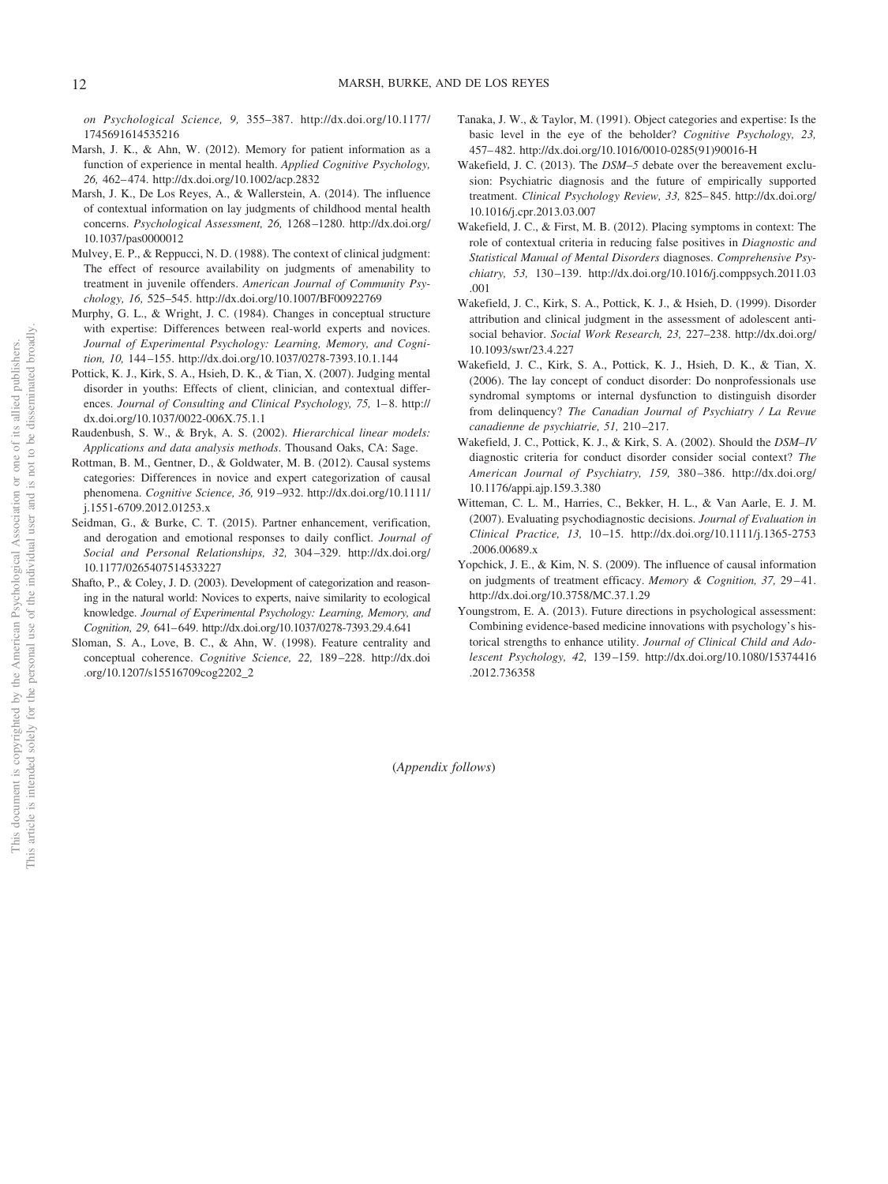*on Psychological Science, 9,* 355–387. http://dx.doi.org/10.1177/1745691614535216

Marsh, J. K., & Ahn, W. (2012). Memory for patient information as a function of experience in mental health. *Applied Cognitive Psychology, 26,* 462–474. http://dx.doi.org/10.1002/acp.2832

Marsh, J. K., De Los Reyes, A., & Wallerstein, A. (2014). The influence of contextual information on lay judgments of childhood mental health concerns. *Psychological Assessment, 26,* 1268–1280. http://dx.doi.org/10.1037/pas0000012

Mulvey, E. P., & Reppucci, N. D. (1988). The context of clinical judgment: The effect of resource availability on judgments of amenability to treatment in juvenile offenders. *American Journal of Community Psychology, 16,* 525–545. http://dx.doi.org/10.1007/BF00922769

Murphy, G. L., & Wright, J. C. (1984). Changes in conceptual structure with expertise: Differences between real-world experts and novices. *Journal of Experimental Psychology: Learning, Memory, and Cognition, 10,* 144–155. http://dx.doi.org/10.1037/0278-7393.10.1.144

Pottick, K. J., Kirk, S. A., Hsieh, D. K., & Tian, X. (2007). Judging mental disorder in youths: Effects of client, clinician, and contextual differences. *Journal of Consulting and Clinical Psychology, 75,* 1–8. http://dx.doi.org/10.1037/0022-006X.75.1.1

Raudenbush, S. W., & Bryk, A. S. (2002). *Hierarchical linear models: Applications and data analysis methods*. Thousand Oaks, CA: Sage.

Rottman, B. M., Gentner, D., & Goldwater, M. B. (2012). Causal systems categories: Differences in novice and expert categorization of causal phenomena. *Cognitive Science, 36,* 919–932. http://dx.doi.org/10.1111/j.1551-6709.2012.01253.x

Seidman, G., & Burke, C. T. (2015). Partner enhancement, verification, and derogation and emotional responses to daily conflict. *Journal of Social and Personal Relationships, 32,* 304–329. http://dx.doi.org/10.1177/0265407514533227

Shafto, P., & Coley, J. D. (2003). Development of categorization and reasoning in the natural world: Novices to experts, naive similarity to ecological knowledge. *Journal of Experimental Psychology: Learning, Memory, and Cognition, 29,* 641–649. http://dx.doi.org/10.1037/0278-7393.29.4.641

Sloman, S. A., Love, B. C., & Ahn, W. (1998). Feature centrality and conceptual coherence. *Cognitive Science, 22,* 189–228. http://dx.doi.org/10.1207/s15516709cog2202_2

Tanaka, J. W., & Taylor, M. (1991). Object categories and expertise: Is the basic level in the eye of the beholder? *Cognitive Psychology, 23,* 457–482. http://dx.doi.org/10.1016/0010-0285(91)90016-H

Wakefield, J. C. (2013). The *DSM–5* debate over the bereavement exclusion: Psychiatric diagnosis and the future of empirically supported treatment. *Clinical Psychology Review, 33,* 825–845. http://dx.doi.org/10.1016/j.cpr.2013.03.007

Wakefield, J. C., & First, M. B. (2012). Placing symptoms in context: The role of contextual criteria in reducing false positives in *Diagnostic and Statistical Manual of Mental Disorders* diagnoses. *Comprehensive Psychiatry, 53,* 130–139. http://dx.doi.org/10.1016/j.comppsych.2011.03.001

Wakefield, J. C., Kirk, S. A., Pottick, K. J., & Hsieh, D. (1999). Disorder attribution and clinical judgment in the assessment of adolescent antisocial behavior. *Social Work Research, 23,* 227–238. http://dx.doi.org/10.1093/swr/23.4.227

Wakefield, J. C., Kirk, S. A., Pottick, K. J., Hsieh, D. K., & Tian, X. (2006). The lay concept of conduct disorder: Do nonprofessionals use syndromal symptoms or internal dysfunction to distinguish disorder from delinquency? *The Canadian Journal of Psychiatry / La Revue canadienne de psychiatrie, 51,* 210–217.

Wakefield, J. C., Pottick, K. J., & Kirk, S. A. (2002). Should the *DSM–IV* diagnostic criteria for conduct disorder consider social context? *The American Journal of Psychiatry, 159,* 380–386. http://dx.doi.org/10.1176/appi.ajp.159.3.380

Witteman, C. L. M., Harries, C., Bekker, H. L., & Van Aarle, E. J. M. (2007). Evaluating psychodiagnostic decisions. *Journal of Evaluation in Clinical Practice, 13,* 10–15. http://dx.doi.org/10.1111/j.1365-2753.2006.00689.x

Yopchick, J. E., & Kim, N. S. (2009). The influence of causal information on judgments of treatment efficacy. *Memory & Cognition, 37,* 29–41. http://dx.doi.org/10.3758/MC.37.1.29

Youngstrom, E. A. (2013). Future directions in psychological assessment: Combining evidence-based medicine innovations with psychology's historical strengths to enhance utility. *Journal of Clinical Child and Adolescent Psychology, 42,* 139–159. http://dx.doi.org/10.1080/15374416.2012.736358

(*Appendix follows*)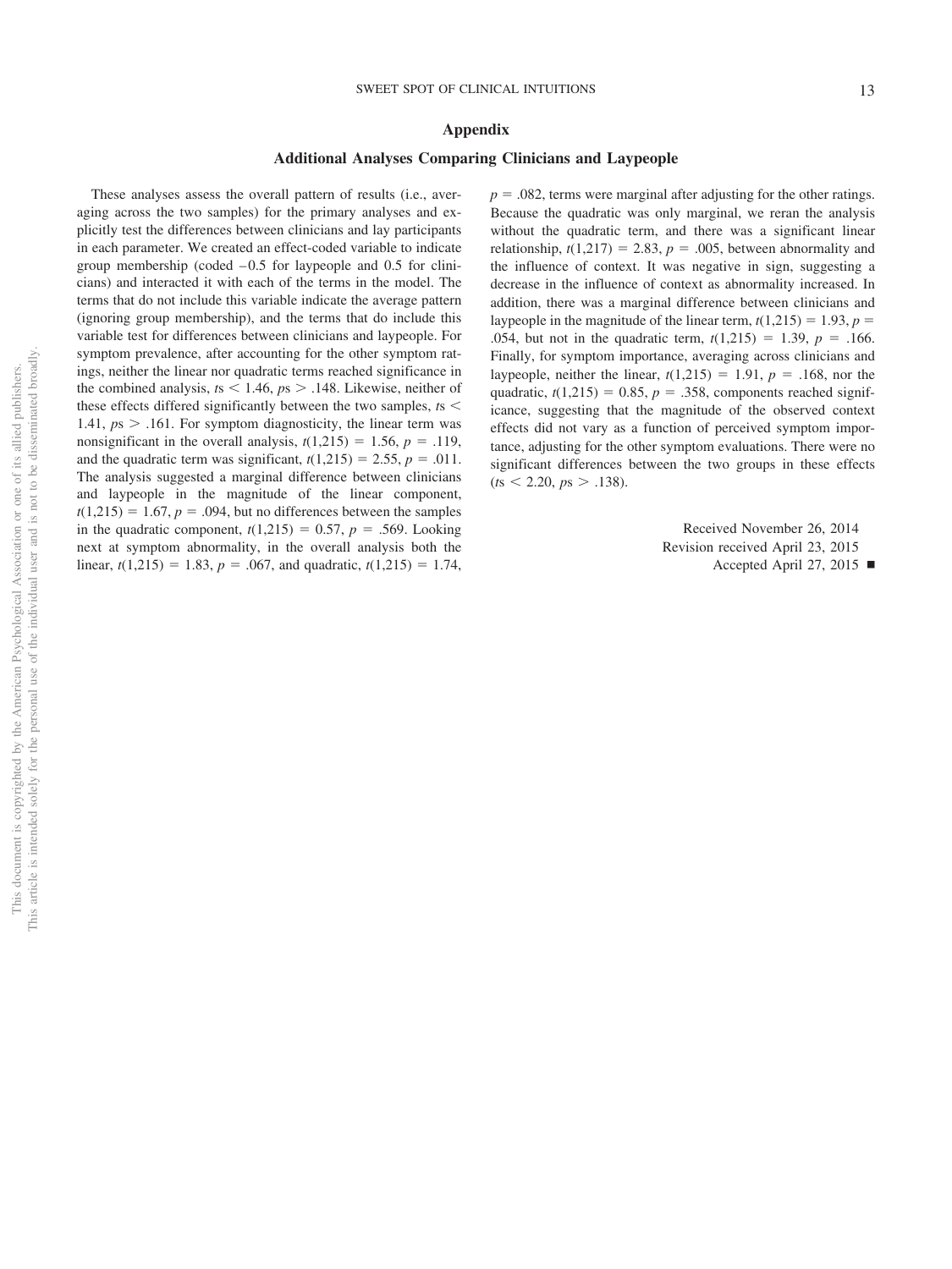# Appendix

## Additional Analyses Comparing Clinicians and Laypeople

These analyses assess the overall pattern of results (i.e., averaging across the two samples) for the primary analyses and explicitly test the differences between clinicians and lay participants in each parameter. We created an effect-coded variable to indicate group membership (coded −0.5 for laypeople and 0.5 for clinicians) and interacted it with each of the terms in the model. The terms that do not include this variable indicate the average pattern (ignoring group membership), and the terms that do include this variable test for differences between clinicians and laypeople. For symptom prevalence, after accounting for the other symptom ratings, neither the linear nor quadratic terms reached significance in the combined analysis, $t\text{s} < 1.46$, $p\text{s} > .148$. Likewise, neither of these effects differed significantly between the two samples, $t\text{s} < 1.41$, $p\text{s} > .161$. For symptom diagnosticity, the linear term was nonsignificant in the overall analysis, $t(1,215) = 1.56$, $p = .119$, and the quadratic term was significant, $t(1,215) = 2.55$, $p = .011$. The analysis suggested a marginal difference between clinicians and laypeople in the magnitude of the linear component, $t(1,215) = 1.67$, $p = .094$, but no differences between the samples in the quadratic component, $t(1,215) = 0.57$, $p = .569$. Looking next at symptom abnormality, in the overall analysis both the linear, $t(1,215) = 1.83$, $p = .067$, and quadratic, $t(1,215) = 1.74$, $p = .082$, terms were marginal after adjusting for the other ratings. Because the quadratic was only marginal, we reran the analysis without the quadratic term, and there was a significant linear relationship, $t(1,217) = 2.83$, $p = .005$, between abnormality and the influence of context. It was negative in sign, suggesting a decrease in the influence of context as abnormality increased. In addition, there was a marginal difference between clinicians and laypeople in the magnitude of the linear term, $t(1,215) = 1.93$, $p = .054$, but not in the quadratic term, $t(1,215) = 1.39$, $p = .166$. Finally, for symptom importance, averaging across clinicians and laypeople, neither the linear, $t(1,215) = 1.91$, $p = .168$, nor the quadratic, $t(1,215) = 0.85$, $p = .358$, components reached significance, suggesting that the magnitude of the observed context effects did not vary as a function of perceived symptom importance, adjusting for the other symptom evaluations. There were no significant differences between the two groups in these effects ($t\text{s} < 2.20$, $p\text{s} > .138$).

Received November 26, 2014
Revision received April 23, 2015
Accepted April 27, 2015 ■